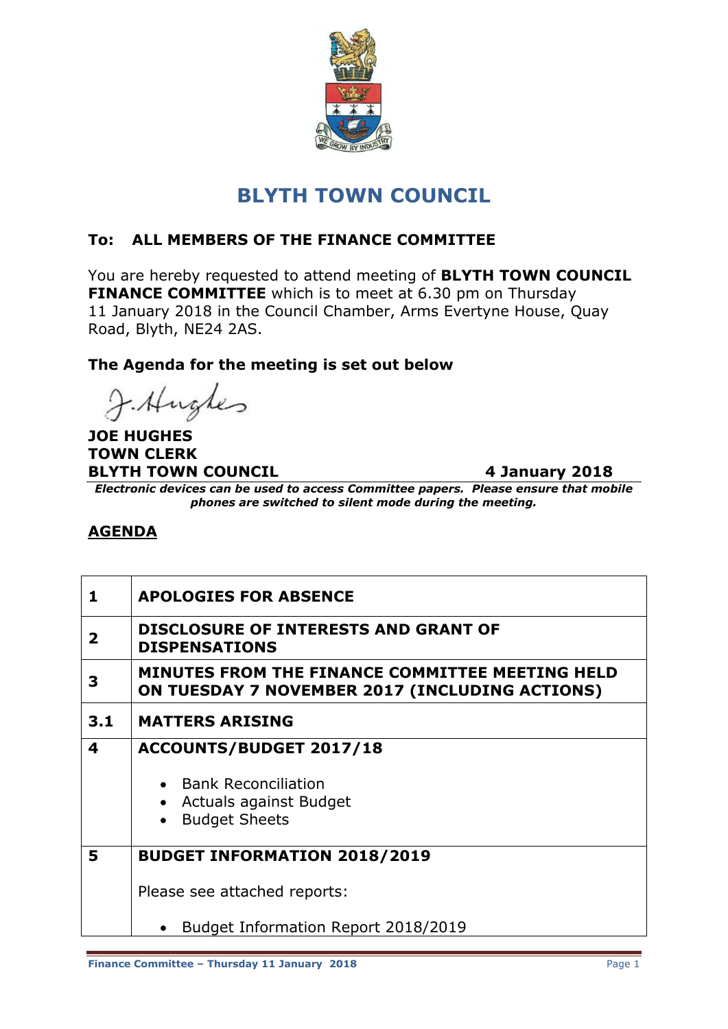# BLYTH TOWN COUNCIL

**To: ALL MEMBERS OF THE FINANCE COMMITTEE**

You are hereby requested to attend meeting of **BLYTH TOWN COUNCIL FINANCE COMMITTEE** which is to meet at 6.30 pm on Thursday 11 January 2018 in the Council Chamber, Arms Evertyne House, Quay Road, Blyth, NE24 2AS.

**The Agenda for the meeting is set out below**

J. Hughes

**JOE HUGHES**
**TOWN CLERK**
**BLYTH TOWN COUNCIL** **4 January 2018**

***Electronic devices can be used to access Committee papers. Please ensure that mobile phones are switched to silent mode during the meeting.***

## AGENDA

| | |
|---|---|
| **1** | **APOLOGIES FOR ABSENCE** |
| **2** | **DISCLOSURE OF INTERESTS AND GRANT OF DISPENSATIONS** |
| **3** | **MINUTES FROM THE FINANCE COMMITTEE MEETING HELD ON TUESDAY 7 NOVEMBER 2017 (INCLUDING ACTIONS)** |
| **3.1** | **MATTERS ARISING** |
| **4** | **ACCOUNTS/BUDGET 2017/18**<br><br>• Bank Reconciliation<br>• Actuals against Budget<br>• Budget Sheets |
| **5** | **BUDGET INFORMATION 2018/2019**<br><br>Please see attached reports:<br><br>• Budget Information Report 2018/2019 |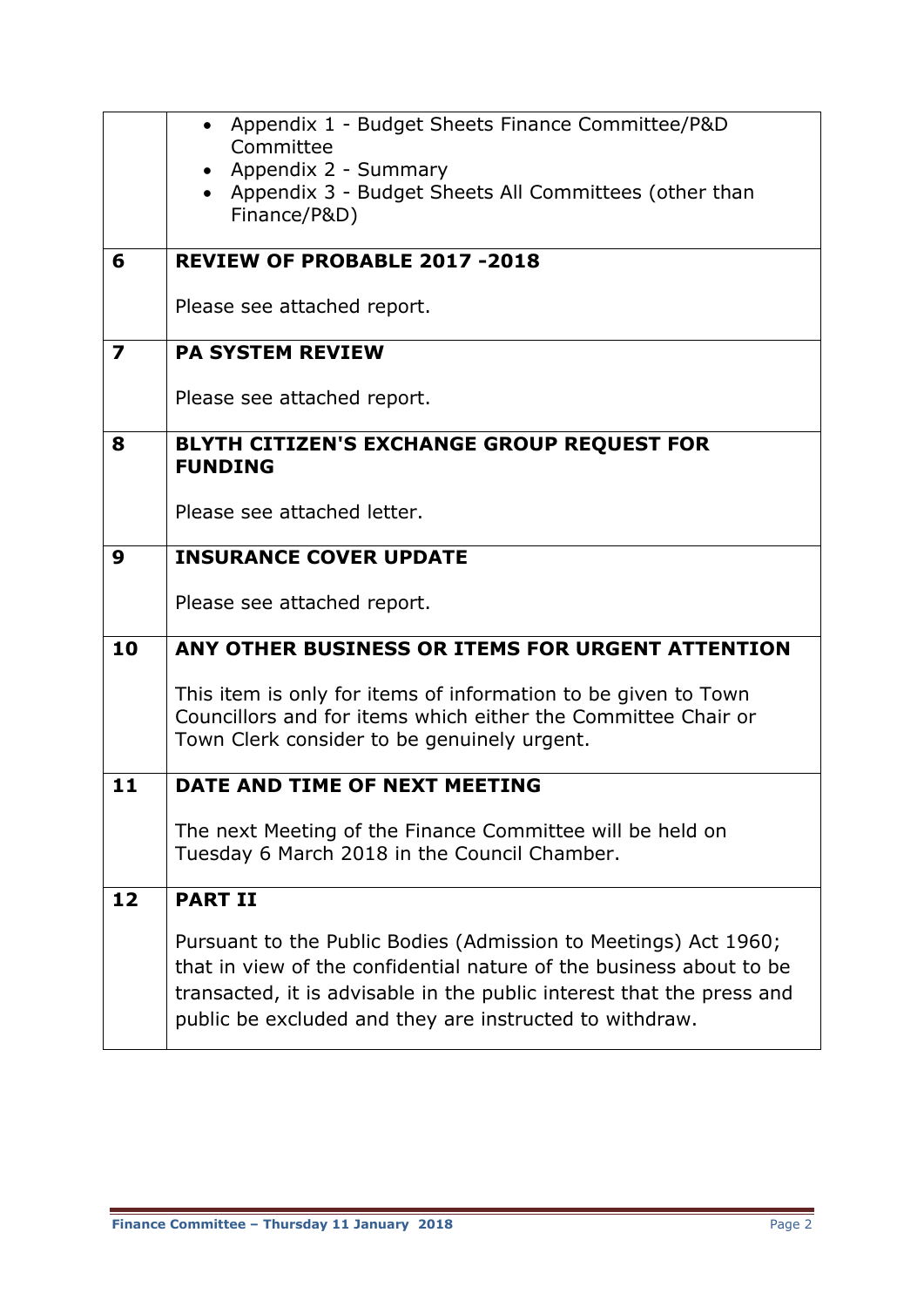|  |  |
|---|---|
|  | • Appendix 1 - Budget Sheets Finance Committee/P&D Committee<br>• Appendix 2 - Summary<br>• Appendix 3 - Budget Sheets All Committees (other than Finance/P&D) |
| **6** | **REVIEW OF PROBABLE 2017 -2018**<br><br>Please see attached report. |
| **7** | **PA SYSTEM REVIEW**<br><br>Please see attached report. |
| **8** | **BLYTH CITIZEN'S EXCHANGE GROUP REQUEST FOR FUNDING**<br><br>Please see attached letter. |
| **9** | **INSURANCE COVER UPDATE**<br><br>Please see attached report. |
| **10** | **ANY OTHER BUSINESS OR ITEMS FOR URGENT ATTENTION**<br><br>This item is only for items of information to be given to Town Councillors and for items which either the Committee Chair or Town Clerk consider to be genuinely urgent. |
| **11** | **DATE AND TIME OF NEXT MEETING**<br><br>The next Meeting of the Finance Committee will be held on Tuesday 6 March 2018 in the Council Chamber. |
| **12** | **PART II**<br><br>Pursuant to the Public Bodies (Admission to Meetings) Act 1960; that in view of the confidential nature of the business about to be transacted, it is advisable in the public interest that the press and public be excluded and they are instructed to withdraw. |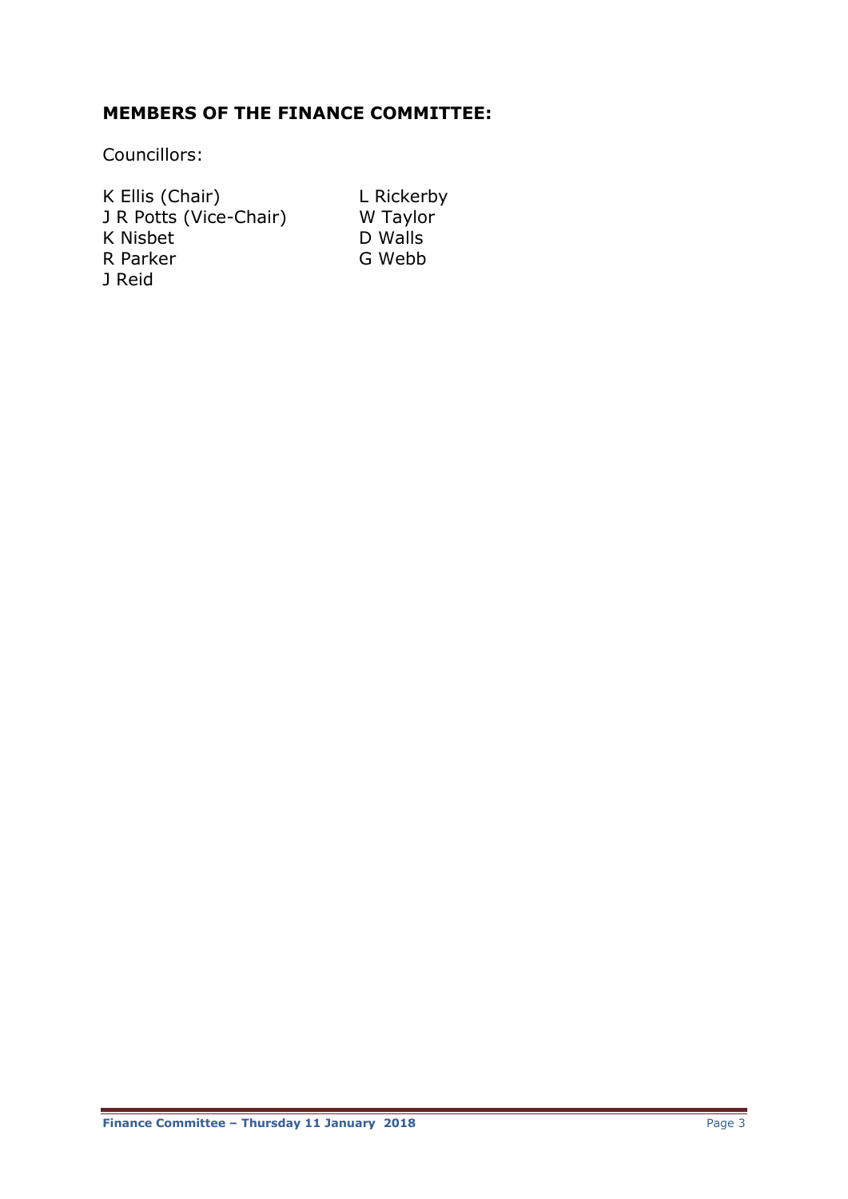## MEMBERS OF THE FINANCE COMMITTEE:

Councillors:

K Ellis (Chair)
J R Potts (Vice-Chair)
K Nisbet
R Parker
J Reid
L Rickerby
W Taylor
D Walls
G Webb